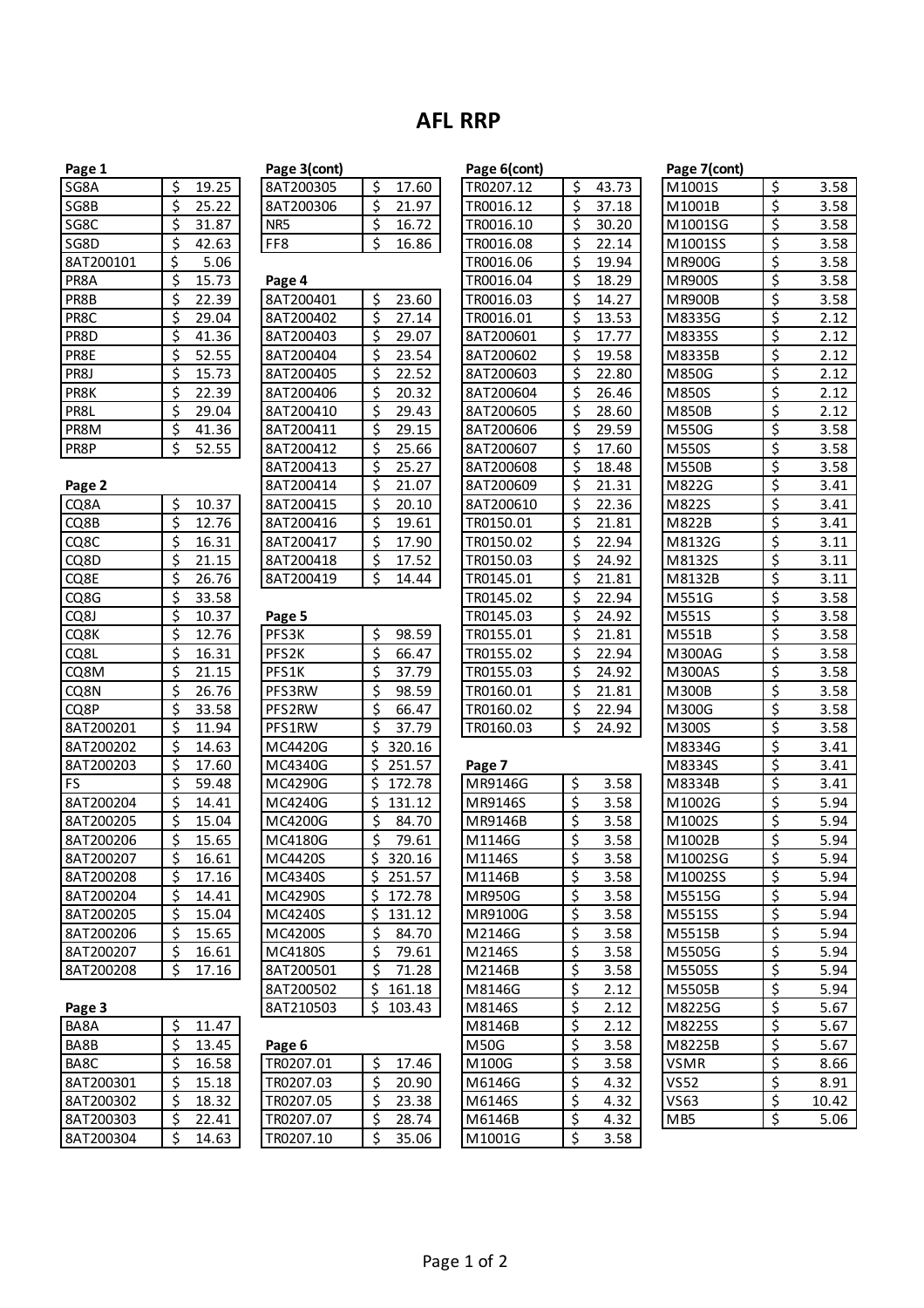# AFL RRP

### Page 1

| Code | Price |
|---|---|
| SG8A | $ 19.25 |
| SG8B | $ 25.22 |
| SG8C | $ 31.87 |
| SG8D | $ 42.63 |
| 8AT200101 | $ 5.06 |
| PR8A | $ 15.73 |
| PR8B | $ 22.39 |
| PR8C | $ 29.04 |
| PR8D | $ 41.36 |
| PR8E | $ 52.55 |
| PR8J | $ 15.73 |
| PR8K | $ 22.39 |
| PR8L | $ 29.04 |
| PR8M | $ 41.36 |
| PR8P | $ 52.55 |

### Page 2

| Code | Price |
|---|---|
| CQ8A | $ 10.37 |
| CQ8B | $ 12.76 |
| CQ8C | $ 16.31 |
| CQ8D | $ 21.15 |
| CQ8E | $ 26.76 |
| CQ8G | $ 33.58 |
| CQ8J | $ 10.37 |
| CQ8K | $ 12.76 |
| CQ8L | $ 16.31 |
| CQ8M | $ 21.15 |
| CQ8N | $ 26.76 |
| CQ8P | $ 33.58 |
| 8AT200201 | $ 11.94 |
| 8AT200202 | $ 14.63 |
| 8AT200203 | $ 17.60 |
| FS | $ 59.48 |
| 8AT200204 | $ 14.41 |
| 8AT200205 | $ 15.04 |
| 8AT200206 | $ 15.65 |
| 8AT200207 | $ 16.61 |
| 8AT200208 | $ 17.16 |
| 8AT200204 | $ 14.41 |
| 8AT200205 | $ 15.04 |
| 8AT200206 | $ 15.65 |
| 8AT200207 | $ 16.61 |
| 8AT200208 | $ 17.16 |

### Page 3

| Code | Price |
|---|---|
| BA8A | $ 11.47 |
| BA8B | $ 13.45 |
| BA8C | $ 16.58 |
| 8AT200301 | $ 15.18 |
| 8AT200302 | $ 18.32 |
| 8AT200303 | $ 22.41 |
| 8AT200304 | $ 14.63 |

### Page 3(cont)

| Code | Price |
|---|---|
| 8AT200305 | $ 17.60 |
| 8AT200306 | $ 21.97 |
| NR5 | $ 16.72 |
| FF8 | $ 16.86 |

### Page 4

| Code | Price |
|---|---|
| 8AT200401 | $ 23.60 |
| 8AT200402 | $ 27.14 |
| 8AT200403 | $ 29.07 |
| 8AT200404 | $ 23.54 |
| 8AT200405 | $ 22.52 |
| 8AT200406 | $ 20.32 |
| 8AT200410 | $ 29.43 |
| 8AT200411 | $ 29.15 |
| 8AT200412 | $ 25.66 |
| 8AT200413 | $ 25.27 |
| 8AT200414 | $ 21.07 |
| 8AT200415 | $ 20.10 |
| 8AT200416 | $ 19.61 |
| 8AT200417 | $ 17.90 |
| 8AT200418 | $ 17.52 |
| 8AT200419 | $ 14.44 |

### Page 5

| Code | Price |
|---|---|
| PFS3K | $ 98.59 |
| PFS2K | $ 66.47 |
| PFS1K | $ 37.79 |
| PFS3RW | $ 98.59 |
| PFS2RW | $ 66.47 |
| PFS1RW | $ 37.79 |
| MC4420G | $ 320.16 |
| MC4340G | $ 251.57 |
| MC4290G | $ 172.78 |
| MC4240G | $ 131.12 |
| MC4200G | $ 84.70 |
| MC4180G | $ 79.61 |
| MC4420S | $ 320.16 |
| MC4340S | $ 251.57 |
| MC4290S | $ 172.78 |
| MC4240S | $ 131.12 |
| MC4200S | $ 84.70 |
| MC4180S | $ 79.61 |
| 8AT200501 | $ 71.28 |
| 8AT200502 | $ 161.18 |
| 8AT210503 | $ 103.43 |

### Page 6

| Code | Price |
|---|---|
| TR0207.01 | $ 17.46 |
| TR0207.03 | $ 20.90 |
| TR0207.05 | $ 23.38 |
| TR0207.07 | $ 28.74 |
| TR0207.10 | $ 35.06 |

### Page 6(cont)

| Code | Price |
|---|---|
| TR0207.12 | $ 43.73 |
| TR0016.12 | $ 37.18 |
| TR0016.10 | $ 30.20 |
| TR0016.08 | $ 22.14 |
| TR0016.06 | $ 19.94 |
| TR0016.04 | $ 18.29 |
| TR0016.03 | $ 14.27 |
| TR0016.01 | $ 13.53 |
| 8AT200601 | $ 17.77 |
| 8AT200602 | $ 19.58 |
| 8AT200603 | $ 22.80 |
| 8AT200604 | $ 26.46 |
| 8AT200605 | $ 28.60 |
| 8AT200606 | $ 29.59 |
| 8AT200607 | $ 17.60 |
| 8AT200608 | $ 18.48 |
| 8AT200609 | $ 21.31 |
| 8AT200610 | $ 22.36 |
| TR0150.01 | $ 21.81 |
| TR0150.02 | $ 22.94 |
| TR0150.03 | $ 24.92 |
| TR0145.01 | $ 21.81 |
| TR0145.02 | $ 22.94 |
| TR0145.03 | $ 24.92 |
| TR0155.01 | $ 21.81 |
| TR0155.02 | $ 22.94 |
| TR0155.03 | $ 24.92 |
| TR0160.01 | $ 21.81 |
| TR0160.02 | $ 22.94 |
| TR0160.03 | $ 24.92 |

### Page 7

| Code | Price |
|---|---|
| MR9146G | $ 3.58 |
| MR9146S | $ 3.58 |
| MR9146B | $ 3.58 |
| M1146G | $ 3.58 |
| M1146S | $ 3.58 |
| M1146B | $ 3.58 |
| MR950G | $ 3.58 |
| MR9100G | $ 3.58 |
| M2146G | $ 3.58 |
| M2146S | $ 3.58 |
| M2146B | $ 3.58 |
| M8146G | $ 2.12 |
| M8146S | $ 2.12 |
| M8146B | $ 2.12 |
| M50G | $ 3.58 |
| M100G | $ 3.58 |
| M6146G | $ 4.32 |
| M6146S | $ 4.32 |
| M6146B | $ 4.32 |
| M1001G | $ 3.58 |

### Page 7(cont)

| Code | Price |
|---|---|
| M1001S | $ 3.58 |
| M1001B | $ 3.58 |
| M1001SG | $ 3.58 |
| M1001SS | $ 3.58 |
| MR900G | $ 3.58 |
| MR900S | $ 3.58 |
| MR900B | $ 3.58 |
| M8335G | $ 2.12 |
| M8335S | $ 2.12 |
| M8335B | $ 2.12 |
| M850G | $ 2.12 |
| M850S | $ 2.12 |
| M850B | $ 2.12 |
| M550G | $ 3.58 |
| M550S | $ 3.58 |
| M550B | $ 3.58 |
| M822G | $ 3.41 |
| M822S | $ 3.41 |
| M822B | $ 3.41 |
| M8132G | $ 3.11 |
| M8132S | $ 3.11 |
| M8132B | $ 3.11 |
| M551G | $ 3.58 |
| M551S | $ 3.58 |
| M551B | $ 3.58 |
| M300AG | $ 3.58 |
| M300AS | $ 3.58 |
| M300B | $ 3.58 |
| M300G | $ 3.58 |
| M300S | $ 3.58 |
| M8334G | $ 3.41 |
| M8334S | $ 3.41 |
| M8334B | $ 3.41 |
| M1002G | $ 5.94 |
| M1002S | $ 5.94 |
| M1002B | $ 5.94 |
| M1002SG | $ 5.94 |
| M1002SS | $ 5.94 |
| M5515G | $ 5.94 |
| M5515S | $ 5.94 |
| M5515B | $ 5.94 |
| M5505G | $ 5.94 |
| M5505S | $ 5.94 |
| M5505B | $ 5.94 |
| M8225G | $ 5.67 |
| M8225S | $ 5.67 |
| M8225B | $ 5.67 |
| VSMR | $ 8.66 |
| VS52 | $ 8.91 |
| VS63 | $ 10.42 |
| MB5 | $ 5.06 |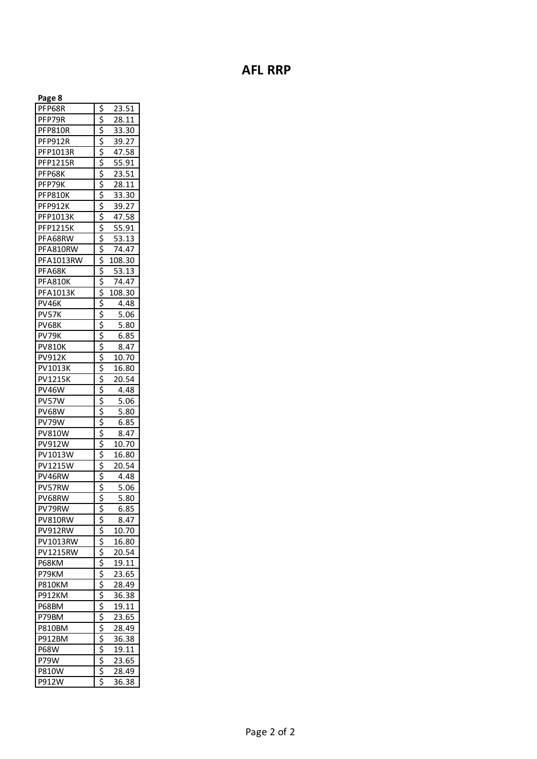# AFL RRP

**Page 8**

| | |
|---|---|
| PFP68R | $ 23.51 |
| PFP79R | $ 28.11 |
| PFP810R | $ 33.30 |
| PFP912R | $ 39.27 |
| PFP1013R | $ 47.58 |
| PFP1215R | $ 55.91 |
| PFP68K | $ 23.51 |
| PFP79K | $ 28.11 |
| PFP810K | $ 33.30 |
| PFP912K | $ 39.27 |
| PFP1013K | $ 47.58 |
| PFP1215K | $ 55.91 |
| PFA68RW | $ 53.13 |
| PFA810RW | $ 74.47 |
| PFA1013RW | $ 108.30 |
| PFA68K | $ 53.13 |
| PFA810K | $ 74.47 |
| PFA1013K | $ 108.30 |
| PV46K | $ 4.48 |
| PV57K | $ 5.06 |
| PV68K | $ 5.80 |
| PV79K | $ 6.85 |
| PV810K | $ 8.47 |
| PV912K | $ 10.70 |
| PV1013K | $ 16.80 |
| PV1215K | $ 20.54 |
| PV46W | $ 4.48 |
| PV57W | $ 5.06 |
| PV68W | $ 5.80 |
| PV79W | $ 6.85 |
| PV810W | $ 8.47 |
| PV912W | $ 10.70 |
| PV1013W | $ 16.80 |
| PV1215W | $ 20.54 |
| PV46RW | $ 4.48 |
| PV57RW | $ 5.06 |
| PV68RW | $ 5.80 |
| PV79RW | $ 6.85 |
| PV810RW | $ 8.47 |
| PV912RW | $ 10.70 |
| PV1013RW | $ 16.80 |
| PV1215RW | $ 20.54 |
| P68KM | $ 19.11 |
| P79KM | $ 23.65 |
| P810KM | $ 28.49 |
| P912KM | $ 36.38 |
| P68BM | $ 19.11 |
| P79BM | $ 23.65 |
| P810BM | $ 28.49 |
| P912BM | $ 36.38 |
| P68W | $ 19.11 |
| P79W | $ 23.65 |
| P810W | $ 28.49 |
| P912W | $ 36.38 |